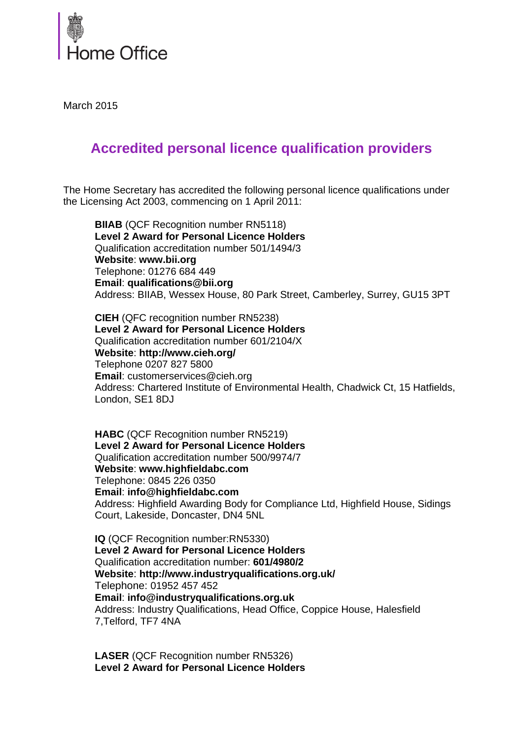Home Office

March 2015

# Accredited personal licence qualification providers

The Home Secretary has accredited the following personal licence qualifications under the Licensing Act 2003, commencing on 1 April 2011:

**BIIAB** (QCF Recognition number RN5118)
**Level 2 Award for Personal Licence Holders**
Qualification accreditation number 501/1494/3
**Website**: **www.bii.org**
Telephone: 01276 684 449
**Email**: **qualifications@bii.org**
Address: BIIAB, Wessex House, 80 Park Street, Camberley, Surrey, GU15 3PT

**CIEH** (QFC recognition number RN5238)
**Level 2 Award for Personal Licence Holders**
Qualification accreditation number 601/2104/X
**Website**: **http://www.cieh.org/**
Telephone 0207 827 5800
**Email**: customerservices@cieh.org
Address: Chartered Institute of Environmental Health, Chadwick Ct, 15 Hatfields, London, SE1 8DJ

**HABC** (QCF Recognition number RN5219)
**Level 2 Award for Personal Licence Holders**
Qualification accreditation number 500/9974/7
**Website**: **www.highfieldabc.com**
Telephone: 0845 226 0350
**Email**: **info@highfieldabc.com**
Address: Highfield Awarding Body for Compliance Ltd, Highfield House, Sidings Court, Lakeside, Doncaster, DN4 5NL

**IQ** (QCF Recognition number:RN5330)
**Level 2 Award for Personal Licence Holders**
Qualification accreditation number: **601/4980/2**
**Website**: **http://www.industryqualifications.org.uk/**
Telephone: 01952 457 452
**Email**: **info@industryqualifications.org.uk**
Address: Industry Qualifications, Head Office, Coppice House, Halesfield 7,Telford, TF7 4NA

**LASER** (QCF Recognition number RN5326)
**Level 2 Award for Personal Licence Holders**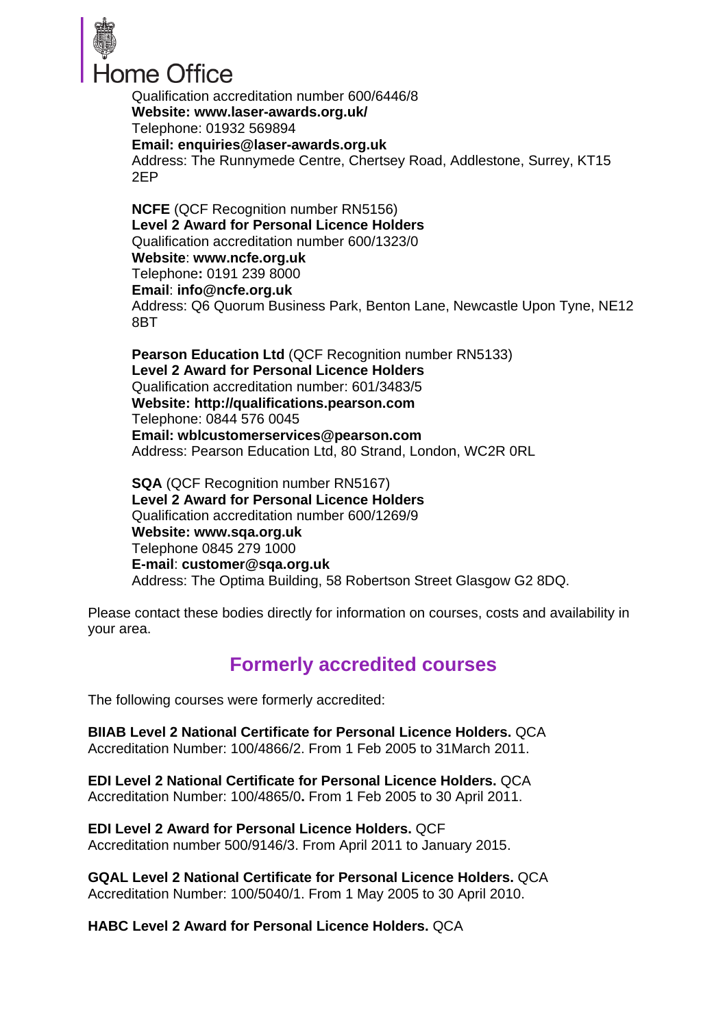Qualification accreditation number 600/6446/8
**Website: www.laser-awards.org.uk/**
Telephone: 01932 569894
**Email: enquiries@laser-awards.org.uk**
Address: The Runnymede Centre, Chertsey Road, Addlestone, Surrey, KT15 2EP

**NCFE** (QCF Recognition number RN5156)
**Level 2 Award for Personal Licence Holders**
Qualification accreditation number 600/1323/0
**Website**: **www.ncfe.org.uk**
Telephone**:** 0191 239 8000
**Email**: **info@ncfe.org.uk**
Address: Q6 Quorum Business Park, Benton Lane, Newcastle Upon Tyne, NE12 8BT

**Pearson Education Ltd** (QCF Recognition number RN5133)
**Level 2 Award for Personal Licence Holders**
Qualification accreditation number: 601/3483/5
**Website: http://qualifications.pearson.com**
Telephone: 0844 576 0045
**Email: wblcustomerservices@pearson.com**
Address: Pearson Education Ltd, 80 Strand, London, WC2R 0RL

**SQA** (QCF Recognition number RN5167)
**Level 2 Award for Personal Licence Holders**
Qualification accreditation number 600/1269/9
**Website: www.sqa.org.uk**
Telephone 0845 279 1000
**E-mail**: **customer@sqa.org.uk**
Address: The Optima Building, 58 Robertson Street Glasgow G2 8DQ.

Please contact these bodies directly for information on courses, costs and availability in your area.

## Formerly accredited courses

The following courses were formerly accredited:

**BIIAB Level 2 National Certificate for Personal Licence Holders.** QCA Accreditation Number: 100/4866/2. From 1 Feb 2005 to 31March 2011.

**EDI Level 2 National Certificate for Personal Licence Holders.** QCA Accreditation Number: 100/4865/0**.** From 1 Feb 2005 to 30 April 2011.

**EDI Level 2 Award for Personal Licence Holders.** QCF Accreditation number 500/9146/3. From April 2011 to January 2015.

**GQAL Level 2 National Certificate for Personal Licence Holders.** QCA Accreditation Number: 100/5040/1. From 1 May 2005 to 30 April 2010.

**HABC Level 2 Award for Personal Licence Holders.** QCA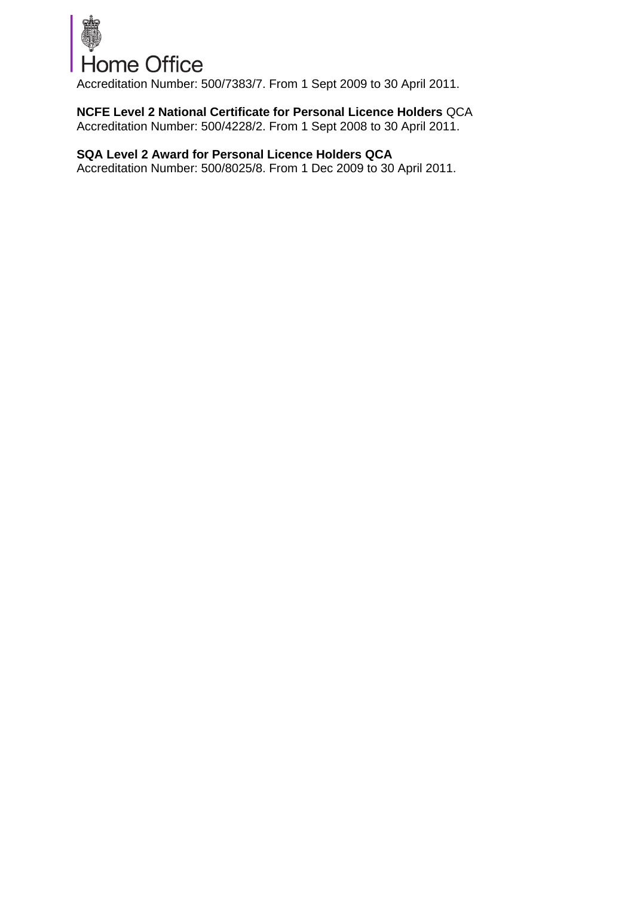Accreditation Number: 500/7383/7. From 1 Sept 2009 to 30 April 2011.

**NCFE Level 2 National Certificate for Personal Licence Holders** QCA Accreditation Number: 500/4228/2. From 1 Sept 2008 to 30 April 2011.

**SQA Level 2 Award for Personal Licence Holders QCA**
Accreditation Number: 500/8025/8. From 1 Dec 2009 to 30 April 2011.